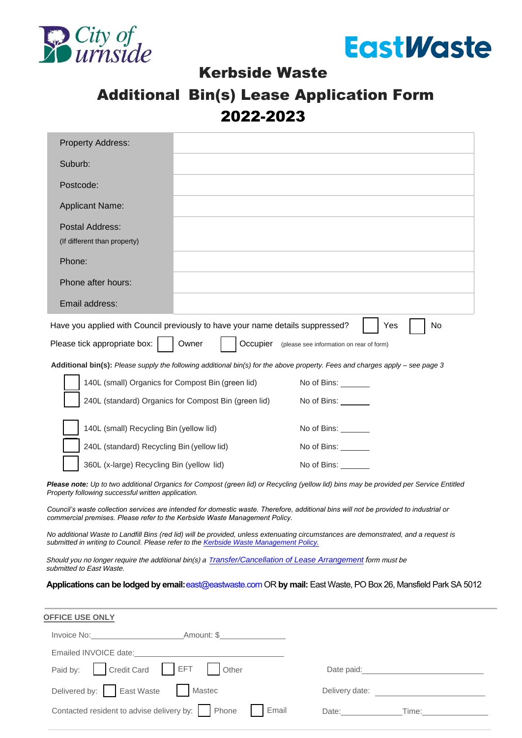City of Burnside

EastWaste

# Kerbside Waste

# Additional Bin(s) Lease Application Form 2022-2023

| | |
|---|---|
| Property Address: | |
| Suburb: | |
| Postcode: | |
| Applicant Name: | |
| Postal Address: (If different than property) | |
| Phone: | |
| Phone after hours: | |
| Email address: | |

Have you applied with Council previously to have your name details suppressed? ☐ Yes ☐ No

Please tick appropriate box: ☐ Owner ☐ Occupier (please see information on rear of form)

**Additional bin(s):** *Please supply the following additional bin(s) for the above property. Fees and charges apply – see page 3*

☐ 140L (small) Organics for Compost Bin (green lid) No of Bins: _______

☐ 240L (standard) Organics for Compost Bin (green lid) No of Bins: _______

☐ 140L (small) Recycling Bin (yellow lid) No of Bins: _______

☐ 240L (standard) Recycling Bin (yellow lid) No of Bins: _______

☐ 360L (x-large) Recycling Bin (yellow lid) No of Bins: _______

***Please note:*** *Up to two additional Organics for Compost (green lid) or Recycling (yellow lid) bins may be provided per Service Entitled Property following successful written application.*

*Council's waste collection services are intended for domestic waste. Therefore, additional bins will not be provided to industrial or commercial premises. Please refer to the Kerbside Waste Management Policy.*

*No additional Waste to Landfill Bins (red lid) will be provided, unless extenuating circumstances are demonstrated, and a request is submitted in writing to Council. Please refer to the Kerbside Waste Management Policy.*

*Should you no longer require the additional bin(s) a Transfer/Cancellation of Lease Arrangement form must be submitted to East Waste.*

**Applications can be lodged by email:** east@eastwaste.com OR **by mail:** East Waste, PO Box 26, Mansfield Park SA 5012

---

**OFFICE USE ONLY**

Invoice No:____________________ Amount: $______________

Emailed INVOICE date:______________________________

Paid by: ☐ Credit Card ☐ EFT ☐ Other Date paid:______________________________

Delivered by: ☐ East Waste ☐ Mastec Delivery date: ______________________________

Contacted resident to advise delivery by: ☐ Phone ☐ Email Date:______________ Time:______________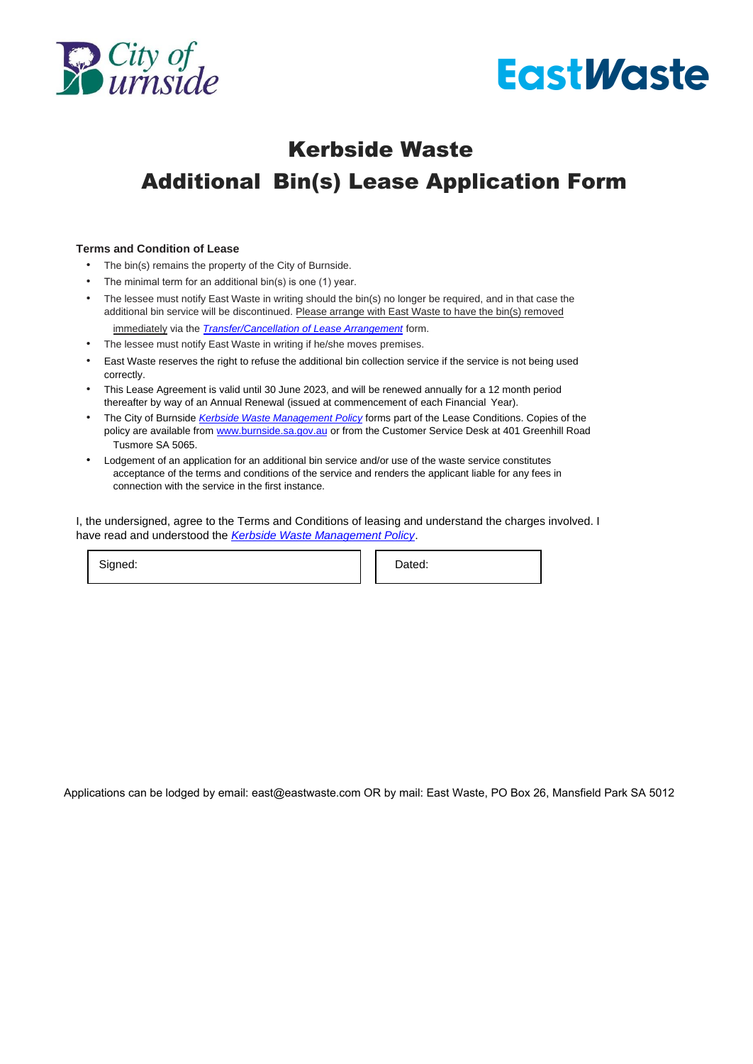# Kerbside Waste

# Additional Bin(s) Lease Application Form

**Terms and Condition of Lease**

- The bin(s) remains the property of the City of Burnside.
- The minimal term for an additional bin(s) is one (1) year.
- The lessee must notify East Waste in writing should the bin(s) no longer be required, and in that case the additional bin service will be discontinued. Please arrange with East Waste to have the bin(s) removed immediately via the *Transfer/Cancellation of Lease Arrangement* form.
- The lessee must notify East Waste in writing if he/she moves premises.
- East Waste reserves the right to refuse the additional bin collection service if the service is not being used correctly.
- This Lease Agreement is valid until 30 June 2023, and will be renewed annually for a 12 month period thereafter by way of an Annual Renewal (issued at commencement of each Financial Year).
- The City of Burnside *Kerbside Waste Management Policy* forms part of the Lease Conditions. Copies of the policy are available from www.burnside.sa.gov.au or from the Customer Service Desk at 401 Greenhill Road Tusmore SA 5065.
- Lodgement of an application for an additional bin service and/or use of the waste service constitutes acceptance of the terms and conditions of the service and renders the applicant liable for any fees in connection with the service in the first instance.

I, the undersigned, agree to the Terms and Conditions of leasing and understand the charges involved. I have read and understood the *Kerbside Waste Management Policy*.

| Signed: | Dated: |
|---|---|

Applications can be lodged by email: east@eastwaste.com OR by mail: East Waste, PO Box 26, Mansfield Park SA 5012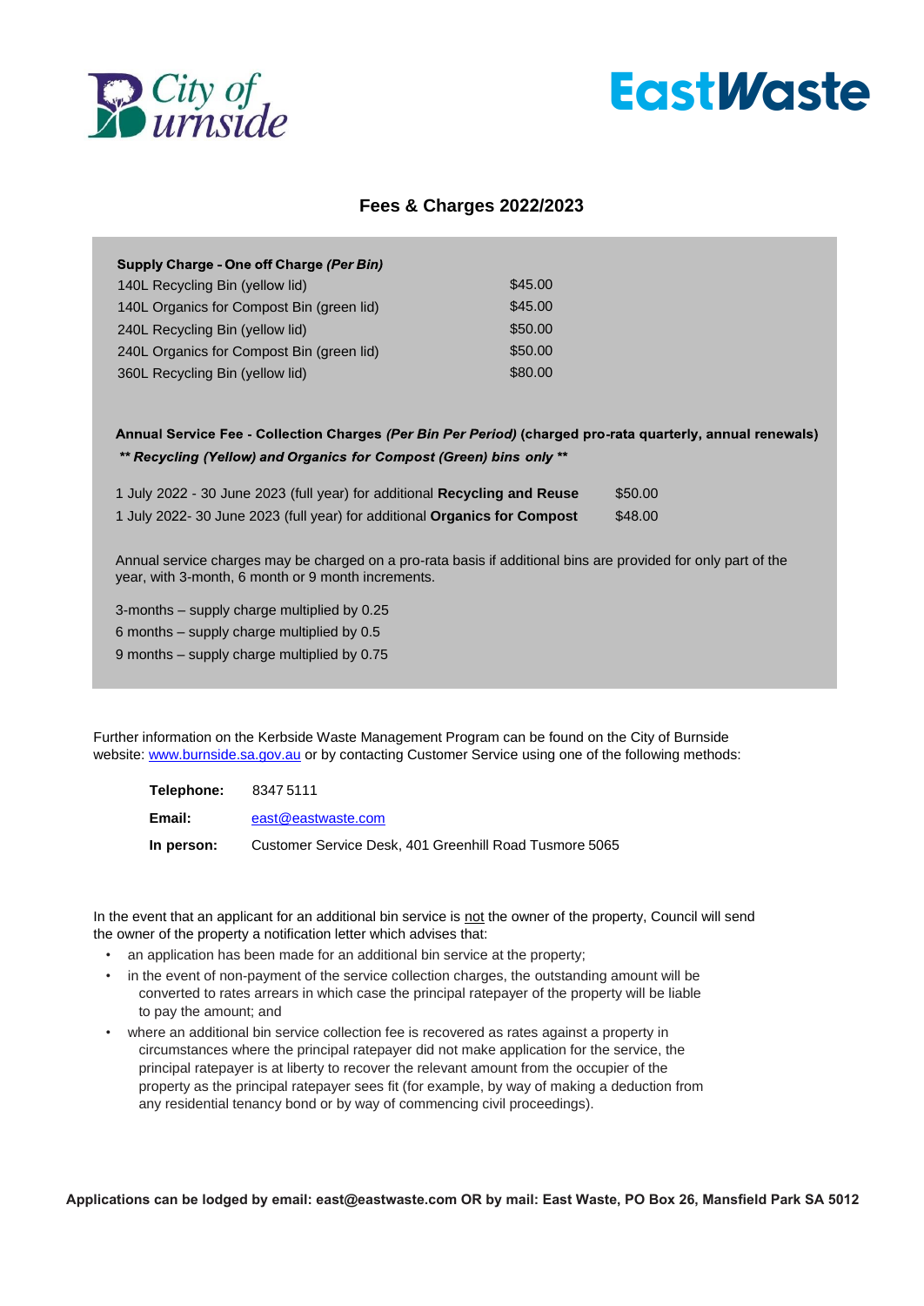## Fees & Charges 2022/2023

**Supply Charge - One off Charge *(Per Bin)***

| | |
|---|---|
| 140L Recycling Bin (yellow lid) | $45.00 |
| 140L Organics for Compost Bin (green lid) | $45.00 |
| 240L Recycling Bin (yellow lid) | $50.00 |
| 240L Organics for Compost Bin (green lid) | $50.00 |
| 360L Recycling Bin (yellow lid) | $80.00 |

**Annual Service Fee - Collection Charges *(Per Bin Per Period)* (charged pro-rata quarterly, annual renewals)**

***\*\* Recycling (Yellow) and Organics for Compost (Green) bins only \*\****

| | |
|---|---|
| 1 July 2022 - 30 June 2023 (full year) for additional **Recycling and Reuse** | $50.00 |
| 1 July 2022- 30 June 2023 (full year) for additional **Organics for Compost** | $48.00 |

Annual service charges may be charged on a pro-rata basis if additional bins are provided for only part of the year, with 3-month, 6 month or 9 month increments.

3-months – supply charge multiplied by 0.25

6 months – supply charge multiplied by 0.5

9 months – supply charge multiplied by 0.75

Further information on the Kerbside Waste Management Program can be found on the City of Burnside website: www.burnside.sa.gov.au or by contacting Customer Service using one of the following methods:

| | |
|---|---|
| **Telephone:** | 8347 5111 |
| **Email:** | east@eastwaste.com |
| **In person:** | Customer Service Desk, 401 Greenhill Road Tusmore 5065 |

In the event that an applicant for an additional bin service is not the owner of the property, Council will send the owner of the property a notification letter which advises that:

- an application has been made for an additional bin service at the property;
- in the event of non-payment of the service collection charges, the outstanding amount will be converted to rates arrears in which case the principal ratepayer of the property will be liable to pay the amount; and
- where an additional bin service collection fee is recovered as rates against a property in circumstances where the principal ratepayer did not make application for the service, the principal ratepayer is at liberty to recover the relevant amount from the occupier of the property as the principal ratepayer sees fit (for example, by way of making a deduction from any residential tenancy bond or by way of commencing civil proceedings).

**Applications can be lodged by email: east@eastwaste.com OR by mail: East Waste, PO Box 26, Mansfield Park SA 5012**